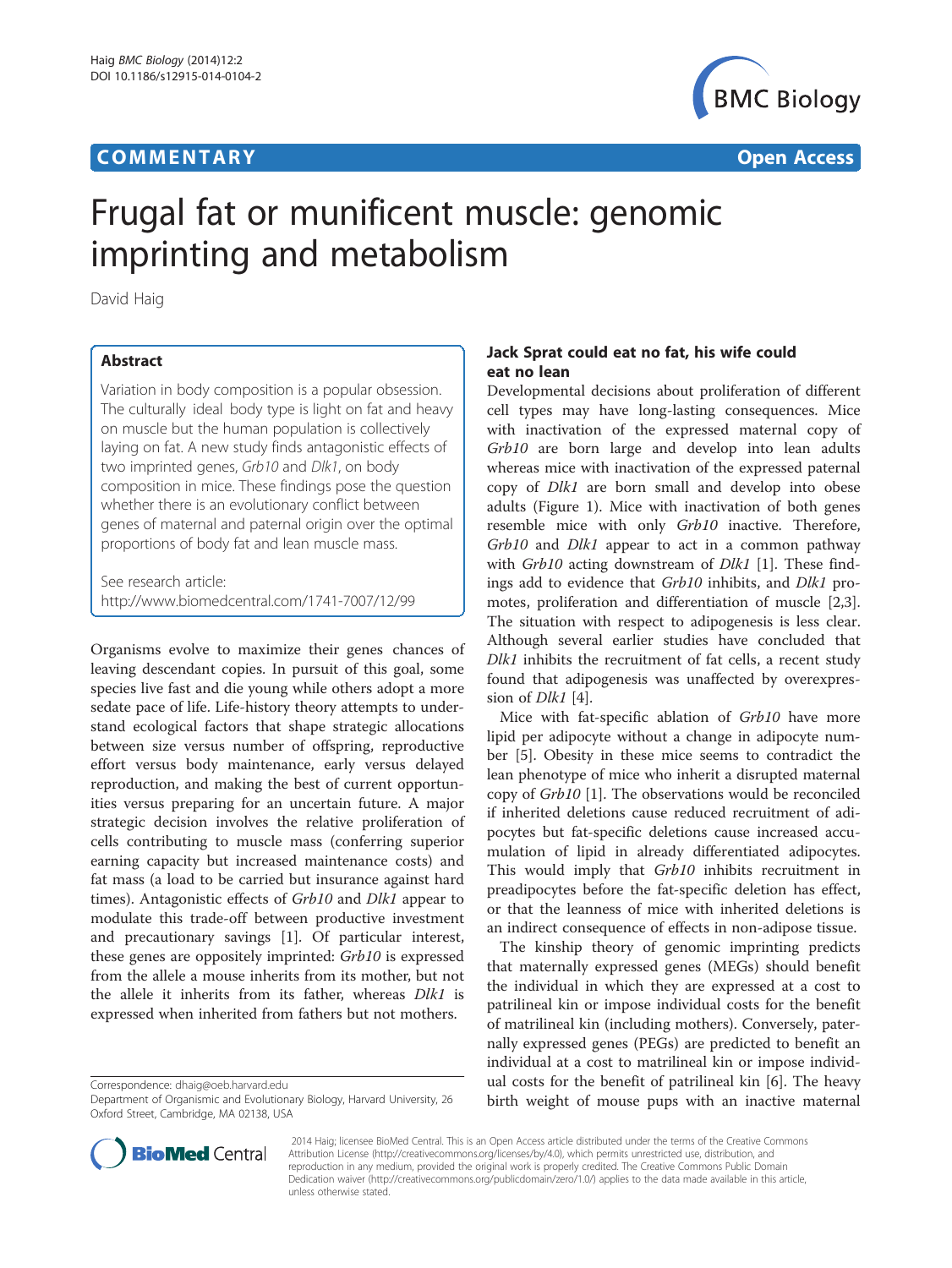**COMMENTARY** **Open Access**

# Frugal fat or munificent muscle: genomic imprinting and metabolism

David Haig

## Abstract

Variation in body composition is a popular obsession. The culturally ideal body type is light on fat and heavy on muscle but the human population is collectively laying on fat. A new study finds antagonistic effects of two imprinted genes, *Grb10* and *Dlk1*, on body composition in mice. These findings pose the question whether there is an evolutionary conflict between genes of maternal and paternal origin over the optimal proportions of body fat and lean muscle mass.

See research article: http://www.biomedcentral.com/1741-7007/12/99

Organisms evolve to maximize their genes chances of leaving descendant copies. In pursuit of this goal, some species live fast and die young while others adopt a more sedate pace of life. Life-history theory attempts to understand ecological factors that shape strategic allocations between size versus number of offspring, reproductive effort versus body maintenance, early versus delayed reproduction, and making the best of current opportunities versus preparing for an uncertain future. A major strategic decision involves the relative proliferation of cells contributing to muscle mass (conferring superior earning capacity but increased maintenance costs) and fat mass (a load to be carried but insurance against hard times). Antagonistic effects of *Grb10* and *Dlk1* appear to modulate this trade-off between productive investment and precautionary savings [1]. Of particular interest, these genes are oppositely imprinted: *Grb10* is expressed from the allele a mouse inherits from its mother, but not the allele it inherits from its father, whereas *Dlk1* is expressed when inherited from fathers but not mothers.

Correspondence: dhaig@oeb.harvard.edu
Department of Organismic and Evolutionary Biology, Harvard University, 26 Oxford Street, Cambridge, MA 02138, USA

## Jack Sprat could eat no fat, his wife could eat no lean

Developmental decisions about proliferation of different cell types may have long-lasting consequences. Mice with inactivation of the expressed maternal copy of *Grb10* are born large and develop into lean adults whereas mice with inactivation of the expressed paternal copy of *Dlk1* are born small and develop into obese adults (Figure 1). Mice with inactivation of both genes resemble mice with only *Grb10* inactive. Therefore, *Grb10* and *Dlk1* appear to act in a common pathway with *Grb10* acting downstream of *Dlk1* [1]. These findings add to evidence that *Grb10* inhibits, and *Dlk1* promotes, proliferation and differentiation of muscle [2,3]. The situation with respect to adipogenesis is less clear. Although several earlier studies have concluded that *Dlk1* inhibits the recruitment of fat cells, a recent study found that adipogenesis was unaffected by overexpression of *Dlk1* [4].

Mice with fat-specific ablation of *Grb10* have more lipid per adipocyte without a change in adipocyte number [5]. Obesity in these mice seems to contradict the lean phenotype of mice who inherit a disrupted maternal copy of *Grb10* [1]. The observations would be reconciled if inherited deletions cause reduced recruitment of adipocytes but fat-specific deletions cause increased accumulation of lipid in already differentiated adipocytes. This would imply that *Grb10* inhibits recruitment in preadipocytes before the fat-specific deletion has effect, or that the leanness of mice with inherited deletions is an indirect consequence of effects in non-adipose tissue.

The kinship theory of genomic imprinting predicts that maternally expressed genes (MEGs) should benefit the individual in which they are expressed at a cost to patrilineal kin or impose individual costs for the benefit of matrilineal kin (including mothers). Conversely, paternally expressed genes (PEGs) are predicted to benefit an individual at a cost to matrilineal kin or impose individual costs for the benefit of patrilineal kin [6]. The heavy birth weight of mouse pups with an inactive maternal

© 2014 Haig; licensee BioMed Central. This is an Open Access article distributed under the terms of the Creative Commons Attribution License (http://creativecommons.org/licenses/by/4.0), which permits unrestricted use, distribution, and reproduction in any medium, provided the original work is properly credited. The Creative Commons Public Domain Dedication waiver (http://creativecommons.org/publicdomain/zero/1.0/) applies to the data made available in this article, unless otherwise stated.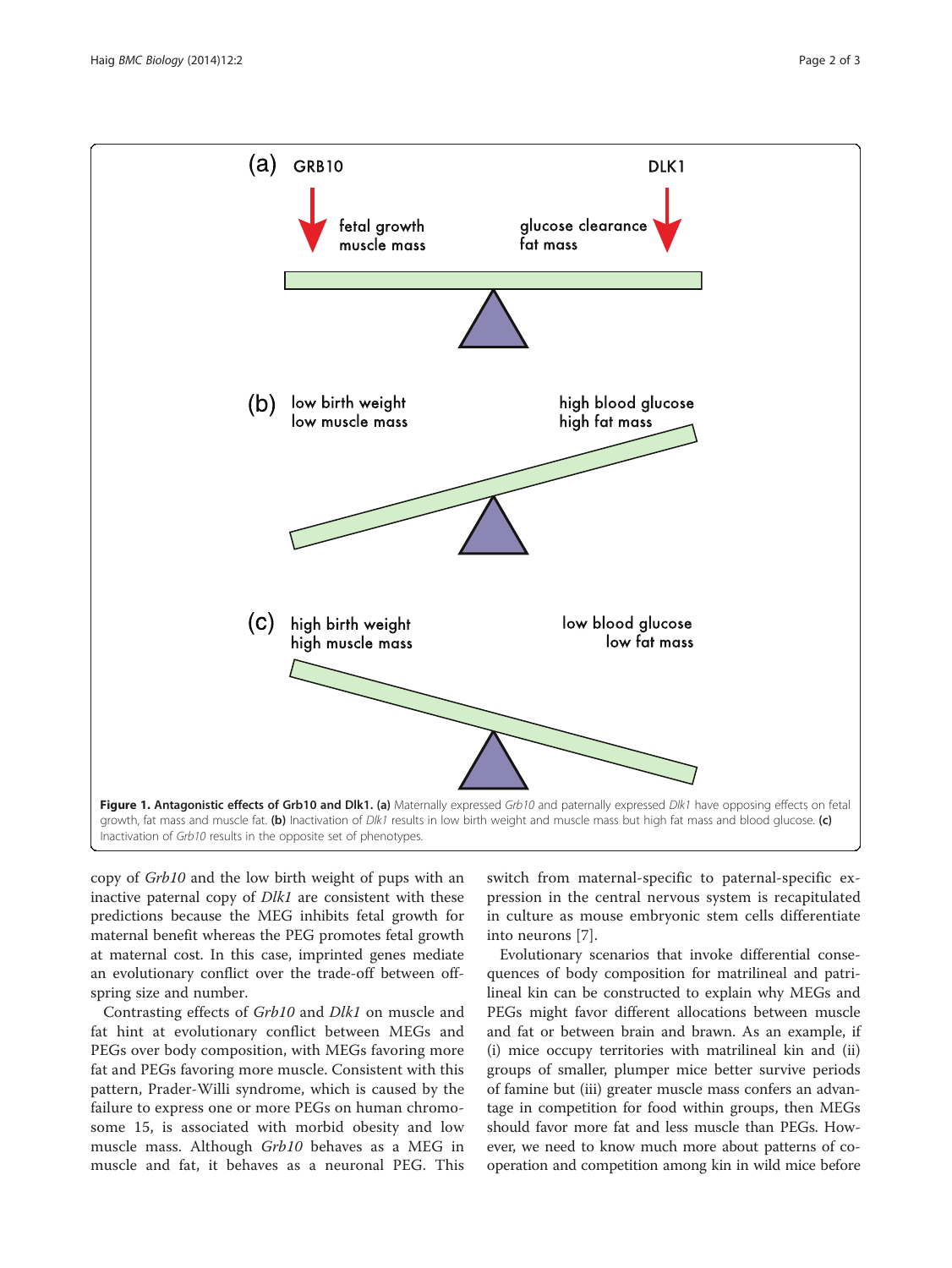**Figure 1. Antagonistic effects of Grb10 and Dlk1. (a)** Maternally expressed *Grb10* and paternally expressed *Dlk1* have opposing effects on fetal growth, fat mass and muscle fat. **(b)** Inactivation of *Dlk1* results in low birth weight and muscle mass but high fat mass and blood glucose. **(c)** Inactivation of *Grb10* results in the opposite set of phenotypes.

copy of *Grb10* and the low birth weight of pups with an inactive paternal copy of *Dlk1* are consistent with these predictions because the MEG inhibits fetal growth for maternal benefit whereas the PEG promotes fetal growth at maternal cost. In this case, imprinted genes mediate an evolutionary conflict over the trade-off between offspring size and number.

Contrasting effects of *Grb10* and *Dlk1* on muscle and fat hint at evolutionary conflict between MEGs and PEGs over body composition, with MEGs favoring more fat and PEGs favoring more muscle. Consistent with this pattern, Prader-Willi syndrome, which is caused by the failure to express one or more PEGs on human chromosome 15, is associated with morbid obesity and low muscle mass. Although *Grb10* behaves as a MEG in muscle and fat, it behaves as a neuronal PEG. This switch from maternal-specific to paternal-specific expression in the central nervous system is recapitulated in culture as mouse embryonic stem cells differentiate into neurons [7].

Evolutionary scenarios that invoke differential consequences of body composition for matrilineal and patrilineal kin can be constructed to explain why MEGs and PEGs might favor different allocations between muscle and fat or between brain and brawn. As an example, if (i) mice occupy territories with matrilineal kin and (ii) groups of smaller, plumper mice better survive periods of famine but (iii) greater muscle mass confers an advantage in competition for food within groups, then MEGs should favor more fat and less muscle than PEGs. However, we need to know much more about patterns of cooperation and competition among kin in wild mice before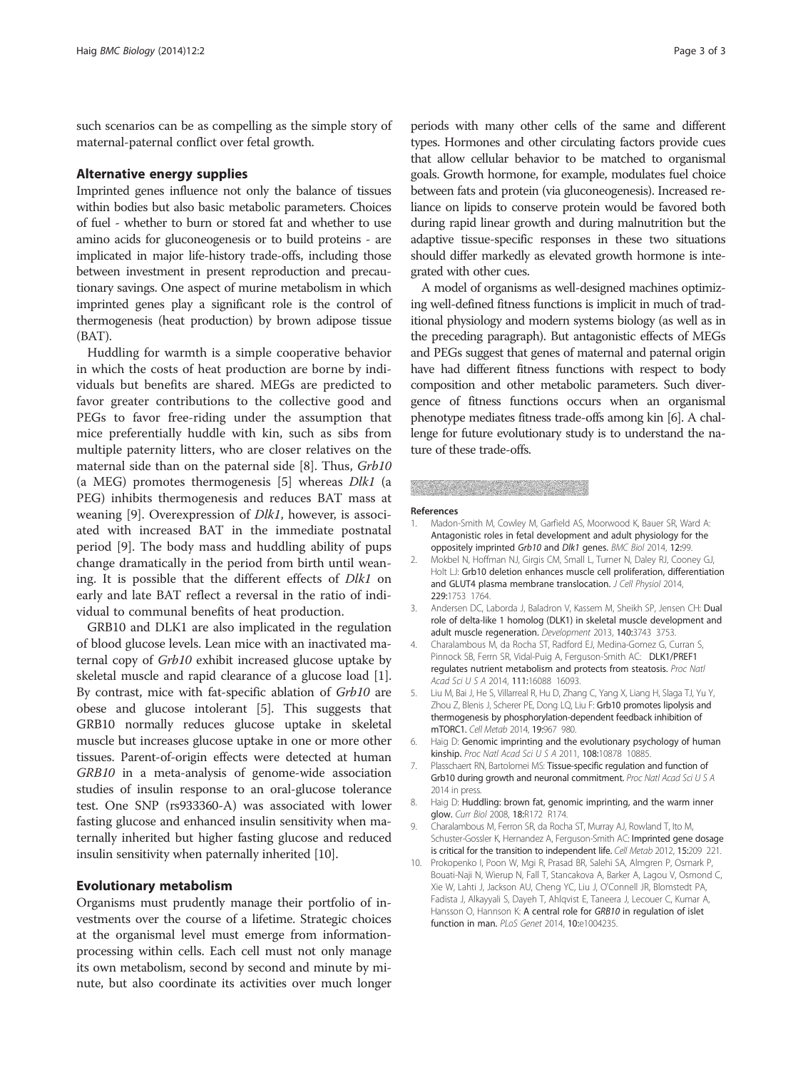such scenarios can be as compelling as the simple story of maternal-paternal conflict over fetal growth.

## Alternative energy supplies

Imprinted genes influence not only the balance of tissues within bodies but also basic metabolic parameters. Choices of fuel - whether to burn or stored fat and whether to use amino acids for gluconeogenesis or to build proteins - are implicated in major life-history trade-offs, including those between investment in present reproduction and precautionary savings. One aspect of murine metabolism in which imprinted genes play a significant role is the control of thermogenesis (heat production) by brown adipose tissue (BAT).

Huddling for warmth is a simple cooperative behavior in which the costs of heat production are borne by individuals but benefits are shared. MEGs are predicted to favor greater contributions to the collective good and PEGs to favor free-riding under the assumption that mice preferentially huddle with kin, such as sibs from multiple paternity litters, who are closer relatives on the maternal side than on the paternal side [8]. Thus, *Grb10* (a MEG) promotes thermogenesis [5] whereas *Dlk1* (a PEG) inhibits thermogenesis and reduces BAT mass at weaning [9]. Overexpression of *Dlk1*, however, is associated with increased BAT in the immediate postnatal period [9]. The body mass and huddling ability of pups change dramatically in the period from birth until weaning. It is possible that the different effects of *Dlk1* on early and late BAT reflect a reversal in the ratio of individual to communal benefits of heat production.

GRB10 and DLK1 are also implicated in the regulation of blood glucose levels. Lean mice with an inactivated maternal copy of *Grb10* exhibit increased glucose uptake by skeletal muscle and rapid clearance of a glucose load [1]. By contrast, mice with fat-specific ablation of *Grb10* are obese and glucose intolerant [5]. This suggests that GRB10 normally reduces glucose uptake in skeletal muscle but increases glucose uptake in one or more other tissues. Parent-of-origin effects were detected at human *GRB10* in a meta-analysis of genome-wide association studies of insulin response to an oral-glucose tolerance test. One SNP (rs933360-A) was associated with lower fasting glucose and enhanced insulin sensitivity when maternally inherited but higher fasting glucose and reduced insulin sensitivity when paternally inherited [10].

## Evolutionary metabolism

Organisms must prudently manage their portfolio of investments over the course of a lifetime. Strategic choices at the organismal level must emerge from information-processing within cells. Each cell must not only manage its own metabolism, second by second and minute by minute, but also coordinate its activities over much longer periods with many other cells of the same and different types. Hormones and other circulating factors provide cues that allow cellular behavior to be matched to organismal goals. Growth hormone, for example, modulates fuel choice between fats and protein (via gluconeogenesis). Increased reliance on lipids to conserve protein would be favored both during rapid linear growth and during malnutrition but the adaptive tissue-specific responses in these two situations should differ markedly as elevated growth hormone is integrated with other cues.

A model of organisms as well-designed machines optimizing well-defined fitness functions is implicit in much of traditional physiology and modern systems biology (as well as in the preceding paragraph). But antagonistic effects of MEGs and PEGs suggest that genes of maternal and paternal origin have had different fitness functions with respect to body composition and other metabolic parameters. Such divergence of fitness functions occurs when an organismal phenotype mediates fitness trade-offs among kin [6]. A challenge for future evolutionary study is to understand the nature of these trade-offs.

### References

1. Madon-Smith M, Cowley M, Garfield AS, Moorwood K, Bauer SR, Ward A: Antagonistic roles in fetal development and adult physiology for the oppositely imprinted *Grb10* and *Dlk1* genes. *BMC Biol* 2014, 12:99.
2. Mokbel N, Hoffman NJ, Girgis CM, Small L, Turner N, Daley RJ, Cooney GJ, Holt LJ: Grb10 deletion enhances muscle cell proliferation, differentiation and GLUT4 plasma membrane translocation. *J Cell Physiol* 2014, 229:1753 1764.
3. Andersen DC, Laborda J, Baladron V, Kassem M, Sheikh SP, Jensen CH: Dual role of delta-like 1 homolog (DLK1) in skeletal muscle development and adult muscle regeneration. *Development* 2013, 140:3743 3753.
4. Charalambous M, da Rocha ST, Radford EJ, Medina-Gomez G, Curran S, Pinnock SB, Ferrn SR, Vidal-Puig A, Ferguson-Smith AC: DLK1/PREF1 regulates nutrient metabolism and protects from steatosis. *Proc Natl Acad Sci U S A* 2014, 111:16088 16093.
5. Liu M, Bai J, He S, Villarreal R, Hu D, Zhang C, Yang X, Liang H, Slaga TJ, Yu Y, Zhou Z, Blenis J, Scherer PE, Dong LQ, Liu F: Grb10 promotes lipolysis and thermogenesis by phosphorylation-dependent feedback inhibition of mTORC1. *Cell Metab* 2014, 19:967 980.
6. Haig D: Genomic imprinting and the evolutionary psychology of human kinship. *Proc Natl Acad Sci U S A* 2011, 108:10878 10885.
7. Plasschaert RN, Bartolomei MS: Tissue-specific regulation and function of Grb10 during growth and neuronal commitment. *Proc Natl Acad Sci U S A* 2014 in press.
8. Haig D: Huddling: brown fat, genomic imprinting, and the warm inner glow. *Curr Biol* 2008, 18:R172 R174.
9. Charalambous M, Ferron SR, da Rocha ST, Murray AJ, Rowland T, Ito M, Schuster-Gossler K, Hernandez A, Ferguson-Smith AC: Imprinted gene dosage is critical for the transition to independent life. *Cell Metab* 2012, 15:209 221.
10. Prokopenko I, Poon W, Mgi R, Prasad BR, Salehi SA, Almgren P, Osmark P, Bouati-Naji N, Wierup N, Fall T, Stancakova A, Barker A, Lagou V, Osmond C, Xie W, Lahti J, Jackson AU, Cheng YC, Liu J, O'Connell JR, Blomstedt PA, Fadista J, Alkayyali S, Dayeh T, Ahlqvist E, Taneera J, Lecouer C, Kumar A, Hansson O, Hannson K: A central role for *GRB10* in regulation of islet function in man. *PLoS Genet* 2014, 10:e1004235.